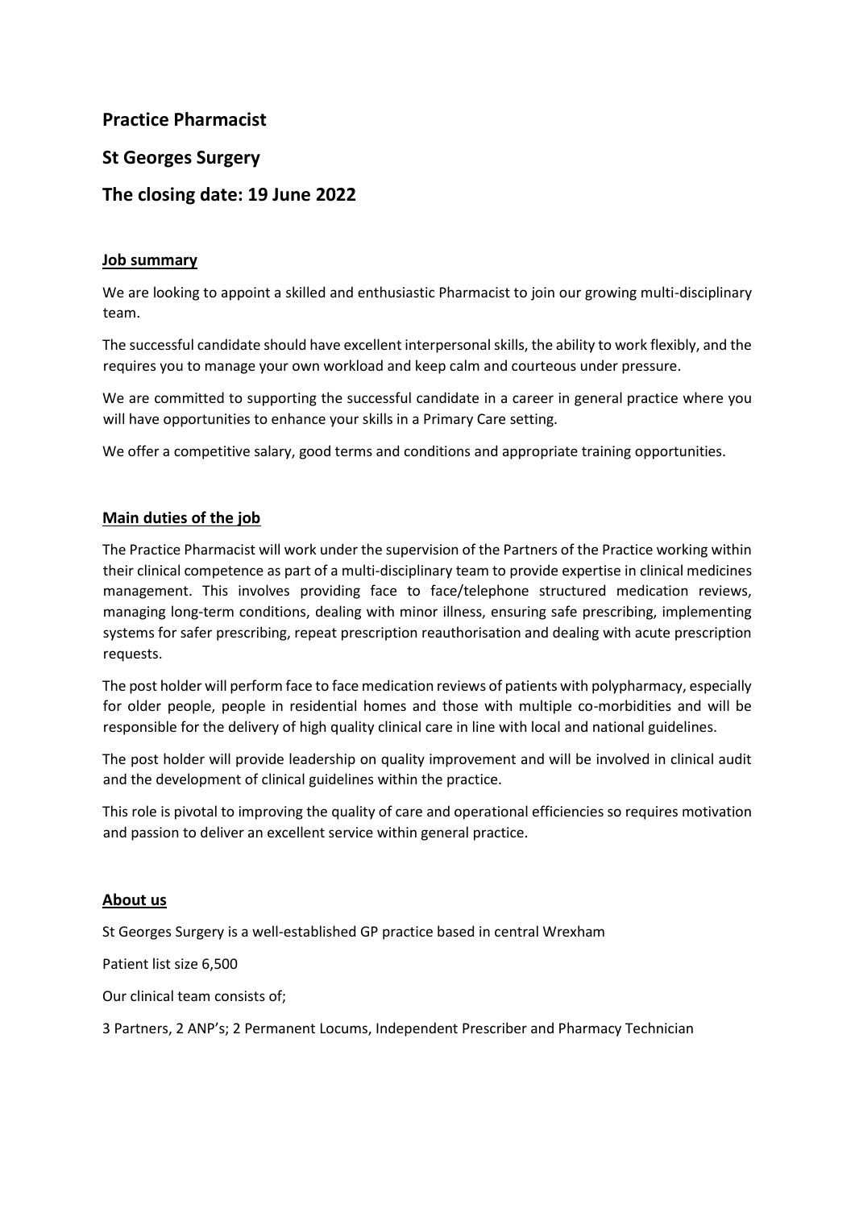# Practice Pharmacist

# St Georges Surgery

# The closing date: 19 June 2022

## Job summary

We are looking to appoint a skilled and enthusiastic Pharmacist to join our growing multi-disciplinary team.

The successful candidate should have excellent interpersonal skills, the ability to work flexibly, and the requires you to manage your own workload and keep calm and courteous under pressure.

We are committed to supporting the successful candidate in a career in general practice where you will have opportunities to enhance your skills in a Primary Care setting.

We offer a competitive salary, good terms and conditions and appropriate training opportunities.

## Main duties of the job

The Practice Pharmacist will work under the supervision of the Partners of the Practice working within their clinical competence as part of a multi-disciplinary team to provide expertise in clinical medicines management. This involves providing face to face/telephone structured medication reviews, managing long-term conditions, dealing with minor illness, ensuring safe prescribing, implementing systems for safer prescribing, repeat prescription reauthorisation and dealing with acute prescription requests.

The post holder will perform face to face medication reviews of patients with polypharmacy, especially for older people, people in residential homes and those with multiple co-morbidities and will be responsible for the delivery of high quality clinical care in line with local and national guidelines.

The post holder will provide leadership on quality improvement and will be involved in clinical audit and the development of clinical guidelines within the practice.

This role is pivotal to improving the quality of care and operational efficiencies so requires motivation and passion to deliver an excellent service within general practice.

## About us

St Georges Surgery is a well-established GP practice based in central Wrexham

Patient list size 6,500

Our clinical team consists of;

3 Partners, 2 ANP's; 2 Permanent Locums, Independent Prescriber and Pharmacy Technician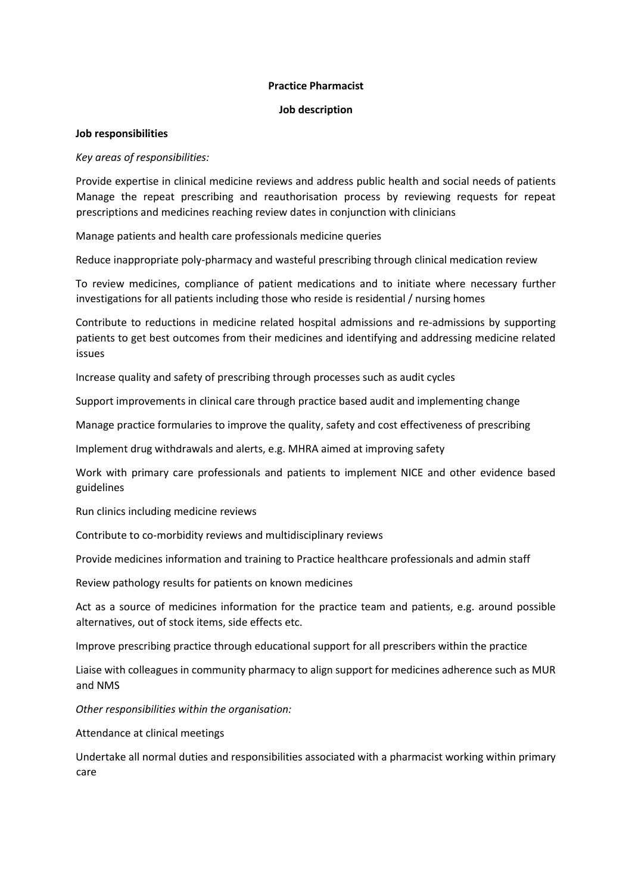**Practice Pharmacist**

**Job description**

**Job responsibilities**

*Key areas of responsibilities:*

Provide expertise in clinical medicine reviews and address public health and social needs of patients
Manage the repeat prescribing and reauthorisation process by reviewing requests for repeat prescriptions and medicines reaching review dates in conjunction with clinicians

Manage patients and health care professionals medicine queries

Reduce inappropriate poly-pharmacy and wasteful prescribing through clinical medication review

To review medicines, compliance of patient medications and to initiate where necessary further investigations for all patients including those who reside is residential / nursing homes

Contribute to reductions in medicine related hospital admissions and re-admissions by supporting patients to get best outcomes from their medicines and identifying and addressing medicine related issues

Increase quality and safety of prescribing through processes such as audit cycles

Support improvements in clinical care through practice based audit and implementing change

Manage practice formularies to improve the quality, safety and cost effectiveness of prescribing

Implement drug withdrawals and alerts, e.g. MHRA aimed at improving safety

Work with primary care professionals and patients to implement NICE and other evidence based guidelines

Run clinics including medicine reviews

Contribute to co-morbidity reviews and multidisciplinary reviews

Provide medicines information and training to Practice healthcare professionals and admin staff

Review pathology results for patients on known medicines

Act as a source of medicines information for the practice team and patients, e.g. around possible alternatives, out of stock items, side effects etc.

Improve prescribing practice through educational support for all prescribers within the practice

Liaise with colleagues in community pharmacy to align support for medicines adherence such as MUR and NMS

*Other responsibilities within the organisation:*

Attendance at clinical meetings

Undertake all normal duties and responsibilities associated with a pharmacist working within primary care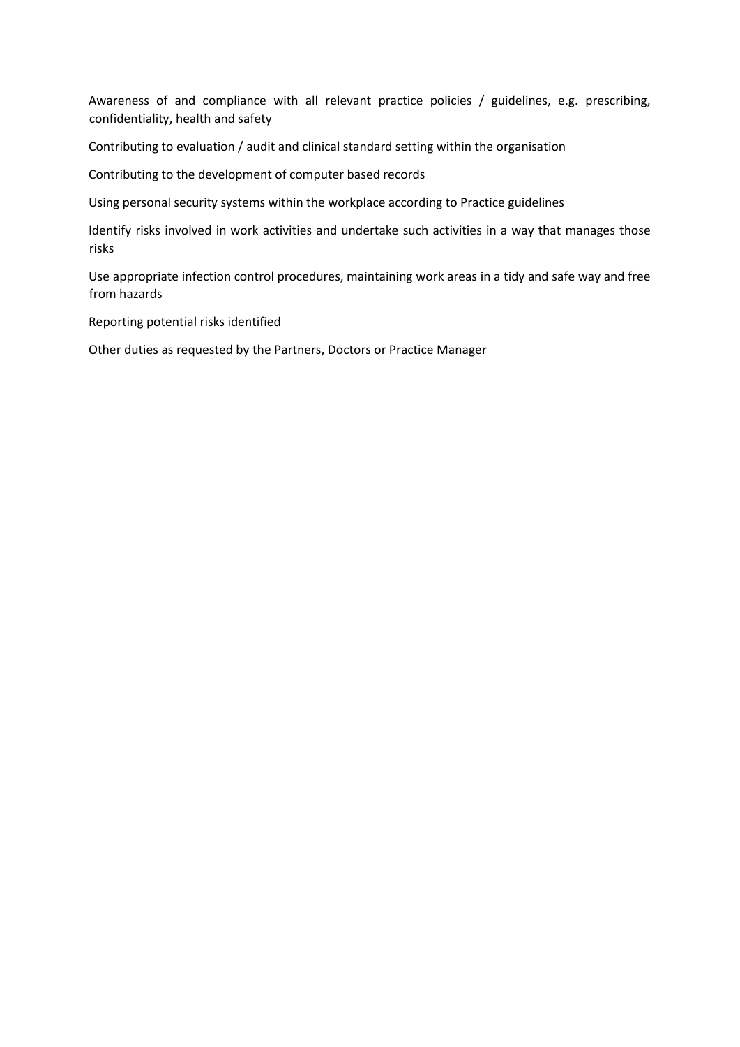Awareness of and compliance with all relevant practice policies / guidelines, e.g. prescribing, confidentiality, health and safety

Contributing to evaluation / audit and clinical standard setting within the organisation

Contributing to the development of computer based records

Using personal security systems within the workplace according to Practice guidelines

Identify risks involved in work activities and undertake such activities in a way that manages those risks

Use appropriate infection control procedures, maintaining work areas in a tidy and safe way and free from hazards

Reporting potential risks identified

Other duties as requested by the Partners, Doctors or Practice Manager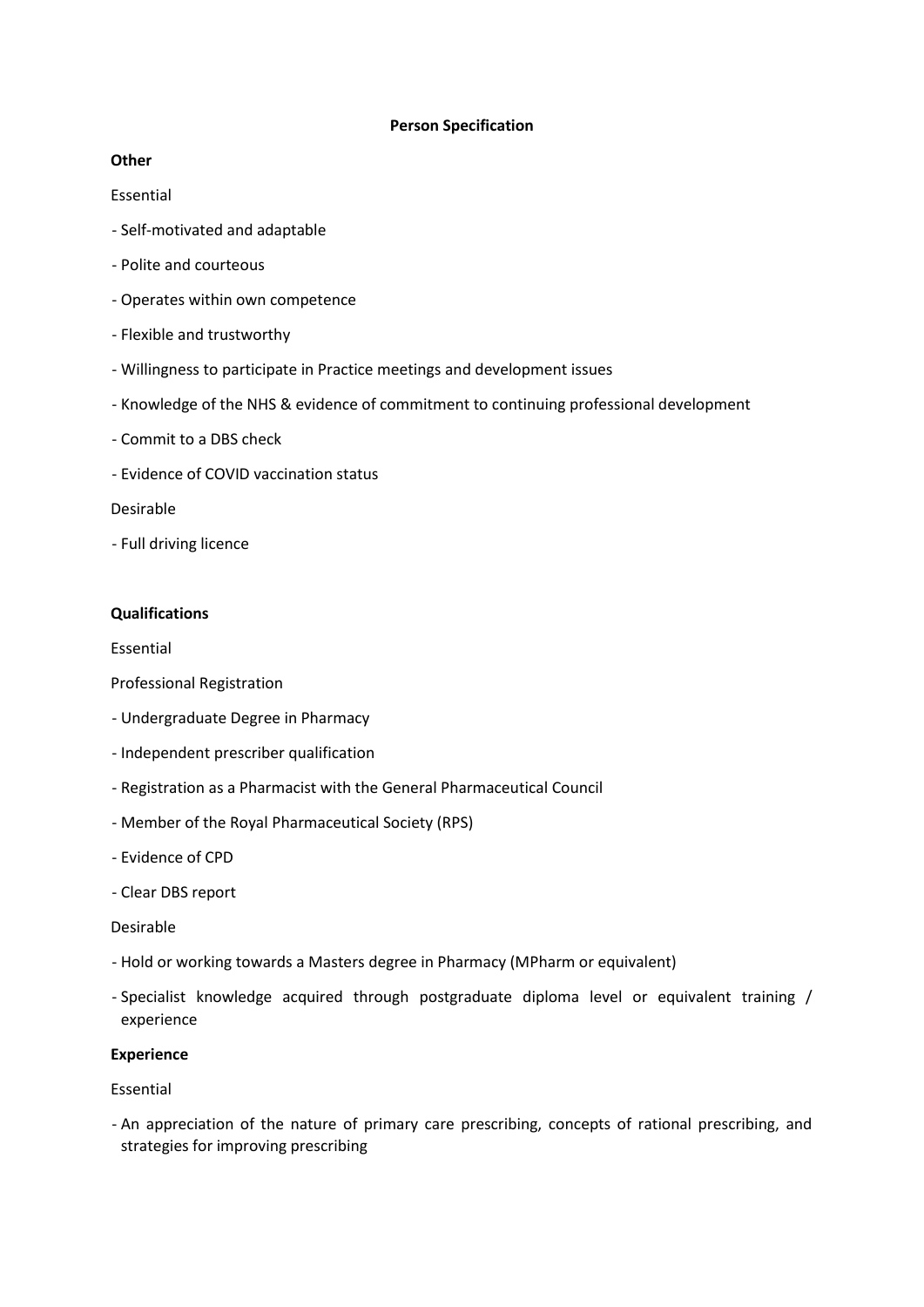**Person Specification**

**Other**

Essential

- Self-motivated and adaptable
- Polite and courteous
- Operates within own competence
- Flexible and trustworthy
- Willingness to participate in Practice meetings and development issues
- Knowledge of the NHS & evidence of commitment to continuing professional development
- Commit to a DBS check
- Evidence of COVID vaccination status

Desirable

- Full driving licence

**Qualifications**

Essential

Professional Registration

- Undergraduate Degree in Pharmacy
- Independent prescriber qualification
- Registration as a Pharmacist with the General Pharmaceutical Council
- Member of the Royal Pharmaceutical Society (RPS)
- Evidence of CPD
- Clear DBS report

Desirable

- Hold or working towards a Masters degree in Pharmacy (MPharm or equivalent)
- Specialist knowledge acquired through postgraduate diploma level or equivalent training / experience

**Experience**

Essential

- An appreciation of the nature of primary care prescribing, concepts of rational prescribing, and strategies for improving prescribing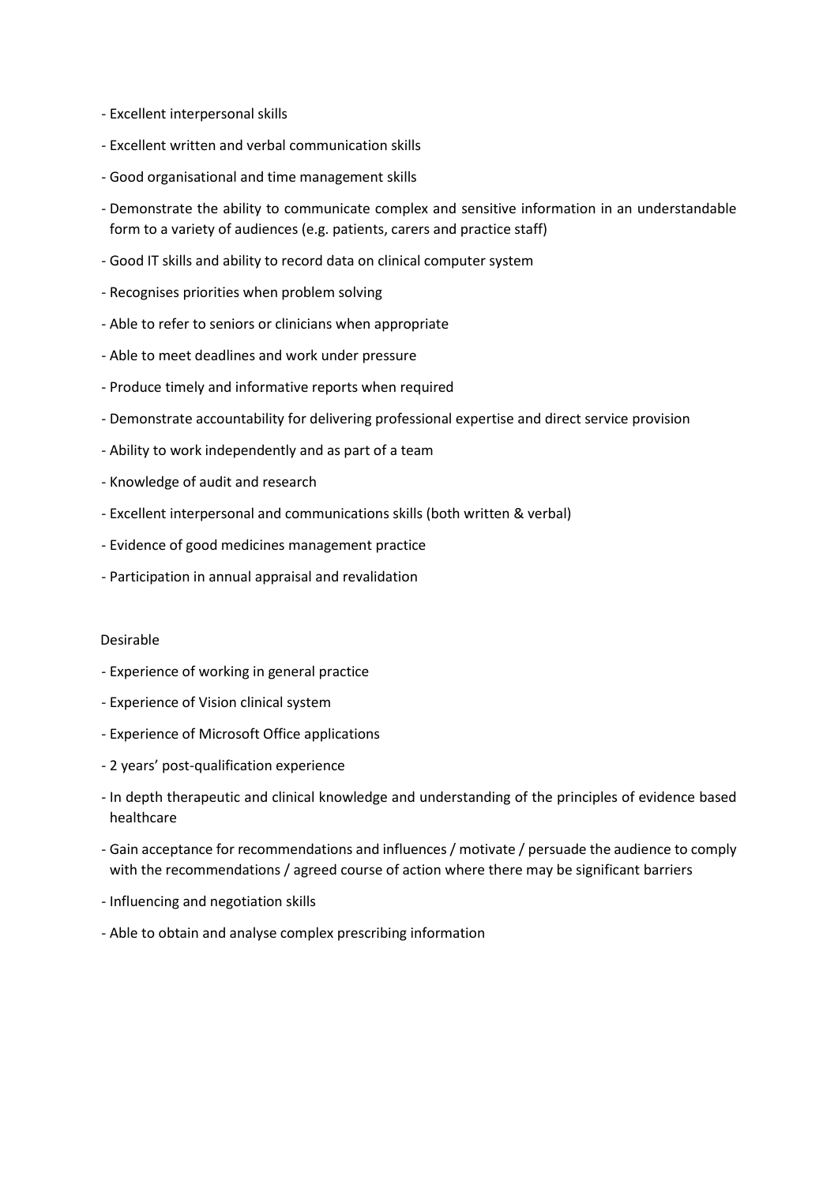- Excellent interpersonal skills
- Excellent written and verbal communication skills
- Good organisational and time management skills
- Demonstrate the ability to communicate complex and sensitive information in an understandable form to a variety of audiences (e.g. patients, carers and practice staff)
- Good IT skills and ability to record data on clinical computer system
- Recognises priorities when problem solving
- Able to refer to seniors or clinicians when appropriate
- Able to meet deadlines and work under pressure
- Produce timely and informative reports when required
- Demonstrate accountability for delivering professional expertise and direct service provision
- Ability to work independently and as part of a team
- Knowledge of audit and research
- Excellent interpersonal and communications skills (both written & verbal)
- Evidence of good medicines management practice
- Participation in annual appraisal and revalidation

Desirable

- Experience of working in general practice
- Experience of Vision clinical system
- Experience of Microsoft Office applications
- 2 years' post-qualification experience
- In depth therapeutic and clinical knowledge and understanding of the principles of evidence based healthcare
- Gain acceptance for recommendations and influences / motivate / persuade the audience to comply with the recommendations / agreed course of action where there may be significant barriers
- Influencing and negotiation skills
- Able to obtain and analyse complex prescribing information